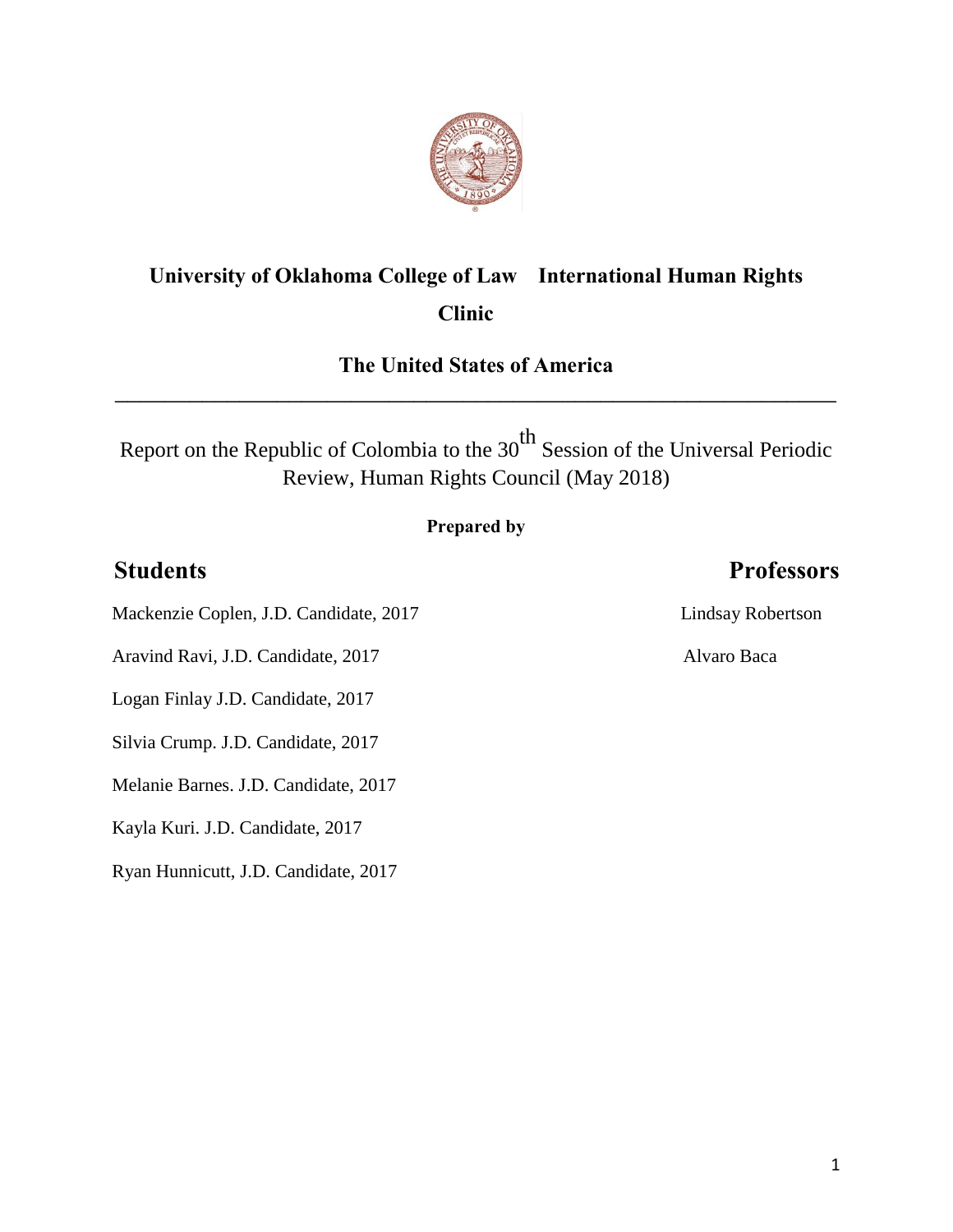# University of Oklahoma College of Law International Human Rights Clinic

## The United States of America

---

Report on the Republic of Colombia to the 30th Session of the Universal Periodic Review, Human Rights Council (May 2018)

**Prepared by**

| **Students** | **Professors** |
| --- | --- |
| Mackenzie Coplen, J.D. Candidate, 2017 | Lindsay Robertson |
| Aravind Ravi, J.D. Candidate, 2017 | Alvaro Baca |
| Logan Finlay J.D. Candidate, 2017 | |
| Silvia Crump. J.D. Candidate, 2017 | |
| Melanie Barnes. J.D. Candidate, 2017 | |
| Kayla Kuri. J.D. Candidate, 2017 | |
| Ryan Hunnicutt, J.D. Candidate, 2017 | |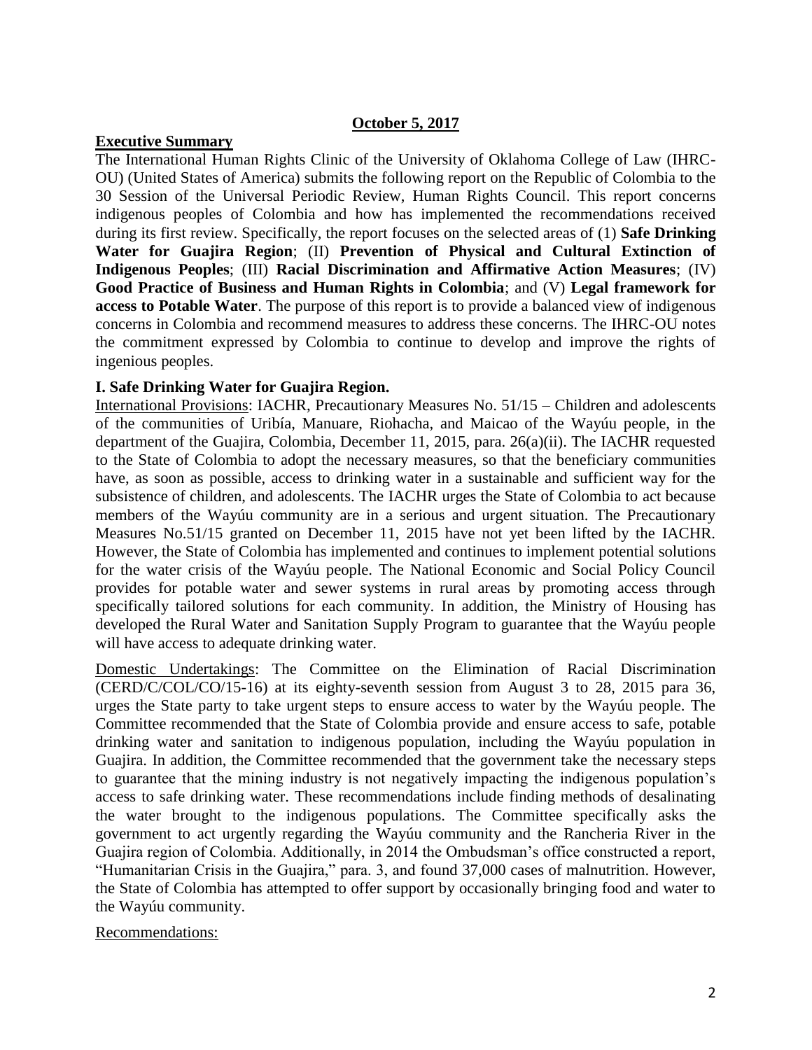**October 5, 2017**

**Executive Summary**

The International Human Rights Clinic of the University of Oklahoma College of Law (IHRC-OU) (United States of America) submits the following report on the Republic of Colombia to the 30 Session of the Universal Periodic Review, Human Rights Council. This report concerns indigenous peoples of Colombia and how has implemented the recommendations received during its first review. Specifically, the report focuses on the selected areas of (1) **Safe Drinking Water for Guajira Region**; (II) **Prevention of Physical and Cultural Extinction of Indigenous Peoples**; (III) **Racial Discrimination and Affirmative Action Measures**; (IV) **Good Practice of Business and Human Rights in Colombia**; and (V) **Legal framework for access to Potable Water**. The purpose of this report is to provide a balanced view of indigenous concerns in Colombia and recommend measures to address these concerns. The IHRC-OU notes the commitment expressed by Colombia to continue to develop and improve the rights of ingenious peoples.

**I. Safe Drinking Water for Guajira Region.**

International Provisions: IACHR, Precautionary Measures No. 51/15 – Children and adolescents of the communities of Uribía, Manuare, Riohacha, and Maicao of the Wayúu people, in the department of the Guajira, Colombia, December 11, 2015, para. 26(a)(ii). The IACHR requested to the State of Colombia to adopt the necessary measures, so that the beneficiary communities have, as soon as possible, access to drinking water in a sustainable and sufficient way for the subsistence of children, and adolescents. The IACHR urges the State of Colombia to act because members of the Wayúu community are in a serious and urgent situation. The Precautionary Measures No.51/15 granted on December 11, 2015 have not yet been lifted by the IACHR. However, the State of Colombia has implemented and continues to implement potential solutions for the water crisis of the Wayúu people. The National Economic and Social Policy Council provides for potable water and sewer systems in rural areas by promoting access through specifically tailored solutions for each community. In addition, the Ministry of Housing has developed the Rural Water and Sanitation Supply Program to guarantee that the Wayúu people will have access to adequate drinking water.

Domestic Undertakings: The Committee on the Elimination of Racial Discrimination (CERD/C/COL/CO/15-16) at its eighty-seventh session from August 3 to 28, 2015 para 36, urges the State party to take urgent steps to ensure access to water by the Wayúu people. The Committee recommended that the State of Colombia provide and ensure access to safe, potable drinking water and sanitation to indigenous population, including the Wayúu population in Guajira. In addition, the Committee recommended that the government take the necessary steps to guarantee that the mining industry is not negatively impacting the indigenous population's access to safe drinking water. These recommendations include finding methods of desalinating the water brought to the indigenous populations. The Committee specifically asks the government to act urgently regarding the Wayúu community and the Rancheria River in the Guajira region of Colombia. Additionally, in 2014 the Ombudsman's office constructed a report, "Humanitarian Crisis in the Guajira," para. 3, and found 37,000 cases of malnutrition. However, the State of Colombia has attempted to offer support by occasionally bringing food and water to the Wayúu community.

Recommendations: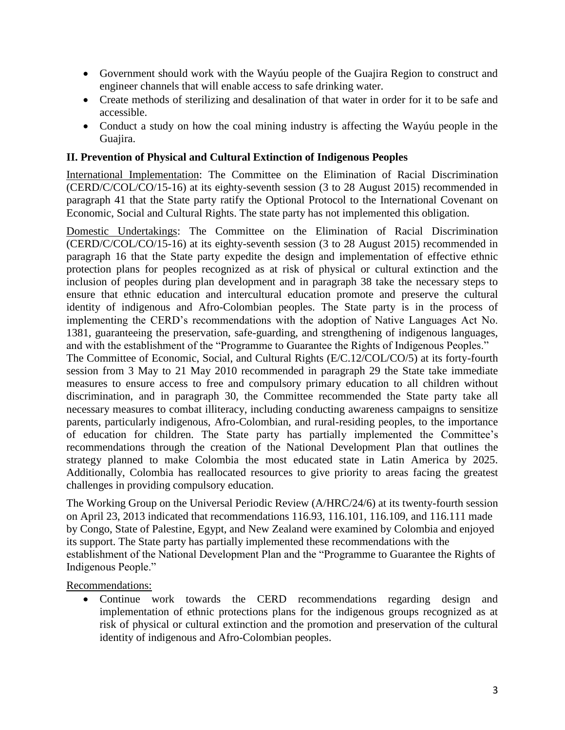- Government should work with the Wayúu people of the Guajira Region to construct and engineer channels that will enable access to safe drinking water.
- Create methods of sterilizing and desalination of that water in order for it to be safe and accessible.
- Conduct a study on how the coal mining industry is affecting the Wayúu people in the Guajira.

## II. Prevention of Physical and Cultural Extinction of Indigenous Peoples

International Implementation: The Committee on the Elimination of Racial Discrimination (CERD/C/COL/CO/15-16) at its eighty-seventh session (3 to 28 August 2015) recommended in paragraph 41 that the State party ratify the Optional Protocol to the International Covenant on Economic, Social and Cultural Rights. The state party has not implemented this obligation.

Domestic Undertakings: The Committee on the Elimination of Racial Discrimination (CERD/C/COL/CO/15-16) at its eighty-seventh session (3 to 28 August 2015) recommended in paragraph 16 that the State party expedite the design and implementation of effective ethnic protection plans for peoples recognized as at risk of physical or cultural extinction and the inclusion of peoples during plan development and in paragraph 38 take the necessary steps to ensure that ethnic education and intercultural education promote and preserve the cultural identity of indigenous and Afro-Colombian peoples. The State party is in the process of implementing the CERD's recommendations with the adoption of Native Languages Act No. 1381, guaranteeing the preservation, safe-guarding, and strengthening of indigenous languages, and with the establishment of the "Programme to Guarantee the Rights of Indigenous Peoples."

The Committee of Economic, Social, and Cultural Rights (E/C.12/COL/CO/5) at its forty-fourth session from 3 May to 21 May 2010 recommended in paragraph 29 the State take immediate measures to ensure access to free and compulsory primary education to all children without discrimination, and in paragraph 30, the Committee recommended the State party take all necessary measures to combat illiteracy, including conducting awareness campaigns to sensitize parents, particularly indigenous, Afro-Colombian, and rural-residing peoples, to the importance of education for children. The State party has partially implemented the Committee's recommendations through the creation of the National Development Plan that outlines the strategy planned to make Colombia the most educated state in Latin America by 2025. Additionally, Colombia has reallocated resources to give priority to areas facing the greatest challenges in providing compulsory education.

The Working Group on the Universal Periodic Review (A/HRC/24/6) at its twenty-fourth session on April 23, 2013 indicated that recommendations 116.93, 116.101, 116.109, and 116.111 made by Congo, State of Palestine, Egypt, and New Zealand were examined by Colombia and enjoyed its support. The State party has partially implemented these recommendations with the establishment of the National Development Plan and the "Programme to Guarantee the Rights of Indigenous People."

Recommendations:

- Continue work towards the CERD recommendations regarding design and implementation of ethnic protections plans for the indigenous groups recognized as at risk of physical or cultural extinction and the promotion and preservation of the cultural identity of indigenous and Afro-Colombian peoples.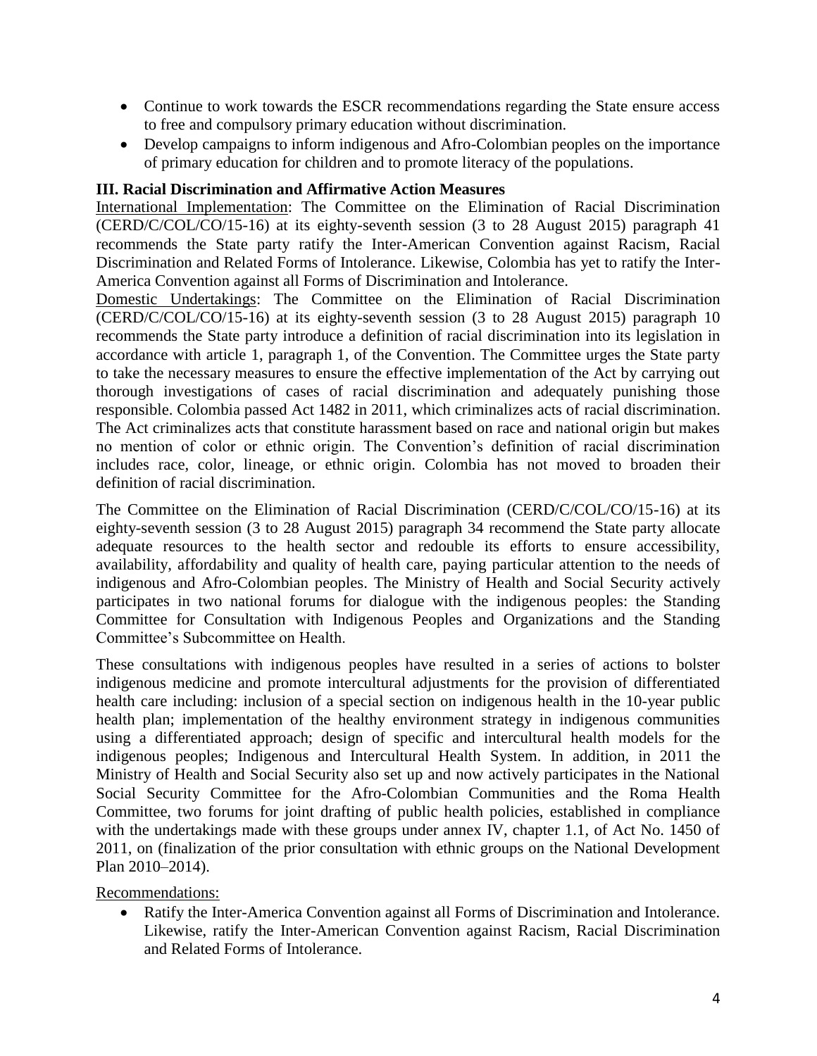- Continue to work towards the ESCR recommendations regarding the State ensure access to free and compulsory primary education without discrimination.
- Develop campaigns to inform indigenous and Afro-Colombian peoples on the importance of primary education for children and to promote literacy of the populations.

### III. Racial Discrimination and Affirmative Action Measures

International Implementation: The Committee on the Elimination of Racial Discrimination (CERD/C/COL/CO/15-16) at its eighty-seventh session (3 to 28 August 2015) paragraph 41 recommends the State party ratify the Inter-American Convention against Racism, Racial Discrimination and Related Forms of Intolerance. Likewise, Colombia has yet to ratify the Inter-America Convention against all Forms of Discrimination and Intolerance.

Domestic Undertakings: The Committee on the Elimination of Racial Discrimination (CERD/C/COL/CO/15-16) at its eighty-seventh session (3 to 28 August 2015) paragraph 10 recommends the State party introduce a definition of racial discrimination into its legislation in accordance with article 1, paragraph 1, of the Convention. The Committee urges the State party to take the necessary measures to ensure the effective implementation of the Act by carrying out thorough investigations of cases of racial discrimination and adequately punishing those responsible. Colombia passed Act 1482 in 2011, which criminalizes acts of racial discrimination. The Act criminalizes acts that constitute harassment based on race and national origin but makes no mention of color or ethnic origin. The Convention's definition of racial discrimination includes race, color, lineage, or ethnic origin. Colombia has not moved to broaden their definition of racial discrimination.

The Committee on the Elimination of Racial Discrimination (CERD/C/COL/CO/15-16) at its eighty-seventh session (3 to 28 August 2015) paragraph 34 recommend the State party allocate adequate resources to the health sector and redouble its efforts to ensure accessibility, availability, affordability and quality of health care, paying particular attention to the needs of indigenous and Afro-Colombian peoples. The Ministry of Health and Social Security actively participates in two national forums for dialogue with the indigenous peoples: the Standing Committee for Consultation with Indigenous Peoples and Organizations and the Standing Committee's Subcommittee on Health.

These consultations with indigenous peoples have resulted in a series of actions to bolster indigenous medicine and promote intercultural adjustments for the provision of differentiated health care including: inclusion of a special section on indigenous health in the 10-year public health plan; implementation of the healthy environment strategy in indigenous communities using a differentiated approach; design of specific and intercultural health models for the indigenous peoples; Indigenous and Intercultural Health System. In addition, in 2011 the Ministry of Health and Social Security also set up and now actively participates in the National Social Security Committee for the Afro-Colombian Communities and the Roma Health Committee, two forums for joint drafting of public health policies, established in compliance with the undertakings made with these groups under annex IV, chapter 1.1, of Act No. 1450 of 2011, on (finalization of the prior consultation with ethnic groups on the National Development Plan 2010–2014).

Recommendations:

- Ratify the Inter-America Convention against all Forms of Discrimination and Intolerance. Likewise, ratify the Inter-American Convention against Racism, Racial Discrimination and Related Forms of Intolerance.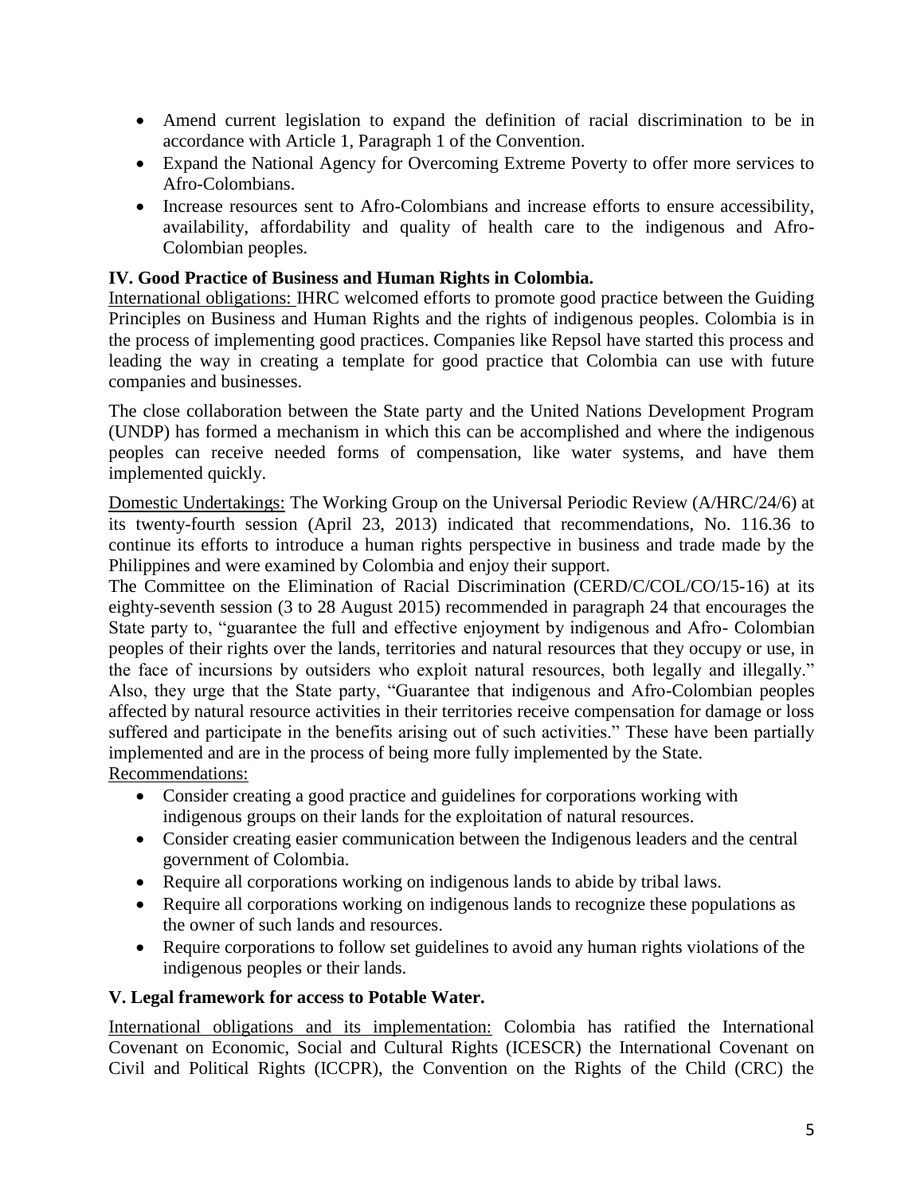- Amend current legislation to expand the definition of racial discrimination to be in accordance with Article 1, Paragraph 1 of the Convention.
- Expand the National Agency for Overcoming Extreme Poverty to offer more services to Afro-Colombians.
- Increase resources sent to Afro-Colombians and increase efforts to ensure accessibility, availability, affordability and quality of health care to the indigenous and Afro-Colombian peoples.

**IV. Good Practice of Business and Human Rights in Colombia.**

International obligations: IHRC welcomed efforts to promote good practice between the Guiding Principles on Business and Human Rights and the rights of indigenous peoples. Colombia is in the process of implementing good practices. Companies like Repsol have started this process and leading the way in creating a template for good practice that Colombia can use with future companies and businesses.

The close collaboration between the State party and the United Nations Development Program (UNDP) has formed a mechanism in which this can be accomplished and where the indigenous peoples can receive needed forms of compensation, like water systems, and have them implemented quickly.

Domestic Undertakings: The Working Group on the Universal Periodic Review (A/HRC/24/6) at its twenty-fourth session (April 23, 2013) indicated that recommendations, No. 116.36 to continue its efforts to introduce a human rights perspective in business and trade made by the Philippines and were examined by Colombia and enjoy their support.

The Committee on the Elimination of Racial Discrimination (CERD/C/COL/CO/15-16) at its eighty-seventh session (3 to 28 August 2015) recommended in paragraph 24 that encourages the State party to, "guarantee the full and effective enjoyment by indigenous and Afro- Colombian peoples of their rights over the lands, territories and natural resources that they occupy or use, in the face of incursions by outsiders who exploit natural resources, both legally and illegally." Also, they urge that the State party, "Guarantee that indigenous and Afro-Colombian peoples affected by natural resource activities in their territories receive compensation for damage or loss suffered and participate in the benefits arising out of such activities." These have been partially implemented and are in the process of being more fully implemented by the State.

Recommendations:

- Consider creating a good practice and guidelines for corporations working with indigenous groups on their lands for the exploitation of natural resources.
- Consider creating easier communication between the Indigenous leaders and the central government of Colombia.
- Require all corporations working on indigenous lands to abide by tribal laws.
- Require all corporations working on indigenous lands to recognize these populations as the owner of such lands and resources.
- Require corporations to follow set guidelines to avoid any human rights violations of the indigenous peoples or their lands.

**V. Legal framework for access to Potable Water.**

International obligations and its implementation: Colombia has ratified the International Covenant on Economic, Social and Cultural Rights (ICESCR) the International Covenant on Civil and Political Rights (ICCPR), the Convention on the Rights of the Child (CRC) the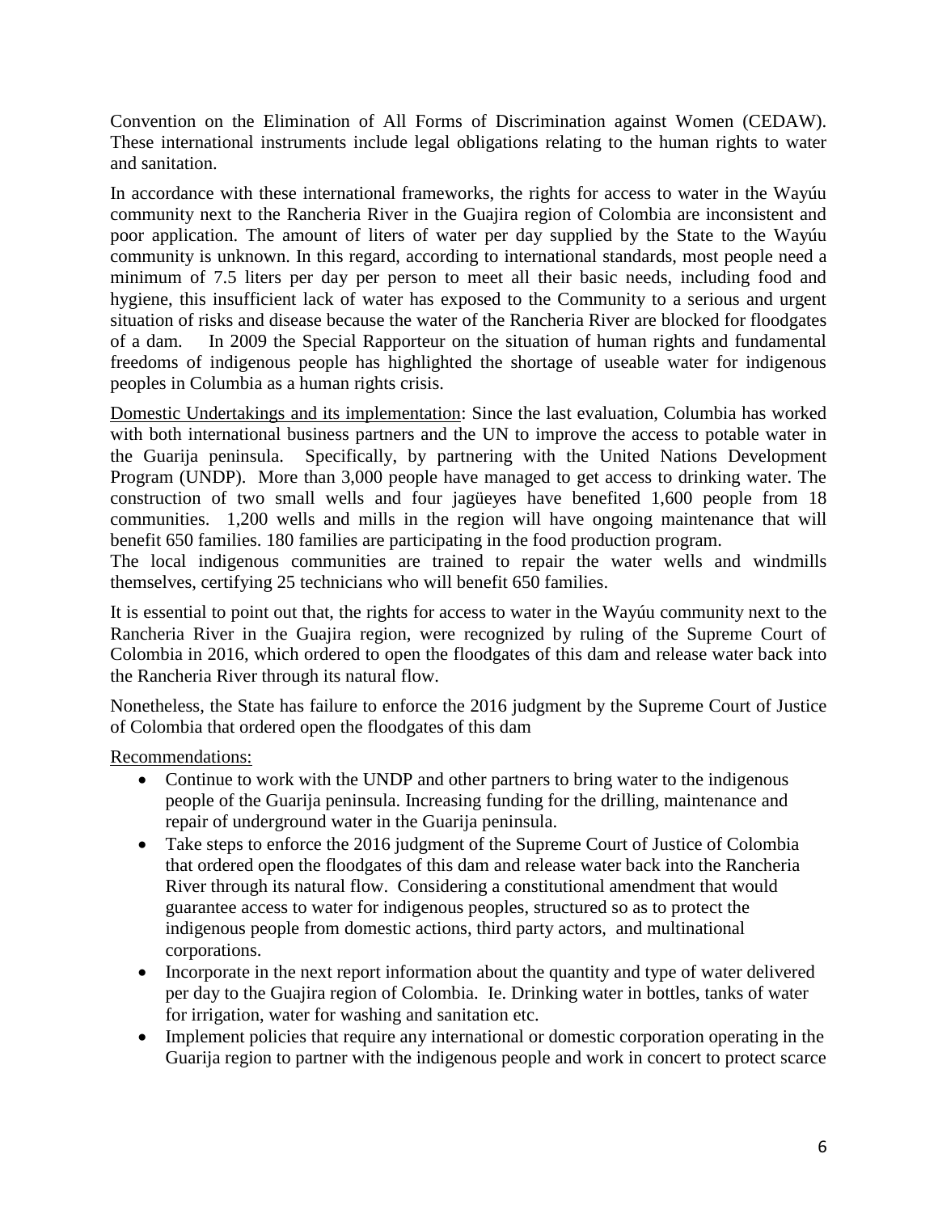Convention on the Elimination of All Forms of Discrimination against Women (CEDAW). These international instruments include legal obligations relating to the human rights to water and sanitation.

In accordance with these international frameworks, the rights for access to water in the Wayúu community next to the Rancheria River in the Guajira region of Colombia are inconsistent and poor application. The amount of liters of water per day supplied by the State to the Wayúu community is unknown. In this regard, according to international standards, most people need a minimum of 7.5 liters per day per person to meet all their basic needs, including food and hygiene, this insufficient lack of water has exposed to the Community to a serious and urgent situation of risks and disease because the water of the Rancheria River are blocked for floodgates of a dam. In 2009 the Special Rapporteur on the situation of human rights and fundamental freedoms of indigenous people has highlighted the shortage of useable water for indigenous peoples in Columbia as a human rights crisis.

<u>Domestic Undertakings and its implementation</u>: Since the last evaluation, Columbia has worked with both international business partners and the UN to improve the access to potable water in the Guarija peninsula. Specifically, by partnering with the United Nations Development Program (UNDP). More than 3,000 people have managed to get access to drinking water. The construction of two small wells and four jagüeyes have benefited 1,600 people from 18 communities. 1,200 wells and mills in the region will have ongoing maintenance that will benefit 650 families. 180 families are participating in the food production program.
The local indigenous communities are trained to repair the water wells and windmills themselves, certifying 25 technicians who will benefit 650 families.

It is essential to point out that, the rights for access to water in the Wayúu community next to the Rancheria River in the Guajira region, were recognized by ruling of the Supreme Court of Colombia in 2016, which ordered to open the floodgates of this dam and release water back into the Rancheria River through its natural flow.

Nonetheless, the State has failure to enforce the 2016 judgment by the Supreme Court of Justice of Colombia that ordered open the floodgates of this dam

<u>Recommendations:</u>

- Continue to work with the UNDP and other partners to bring water to the indigenous people of the Guarija peninsula. Increasing funding for the drilling, maintenance and repair of underground water in the Guarija peninsula.
- Take steps to enforce the 2016 judgment of the Supreme Court of Justice of Colombia that ordered open the floodgates of this dam and release water back into the Rancheria River through its natural flow. Considering a constitutional amendment that would guarantee access to water for indigenous peoples, structured so as to protect the indigenous people from domestic actions, third party actors, and multinational corporations.
- Incorporate in the next report information about the quantity and type of water delivered per day to the Guajira region of Colombia. Ie. Drinking water in bottles, tanks of water for irrigation, water for washing and sanitation etc.
- Implement policies that require any international or domestic corporation operating in the Guarija region to partner with the indigenous people and work in concert to protect scarce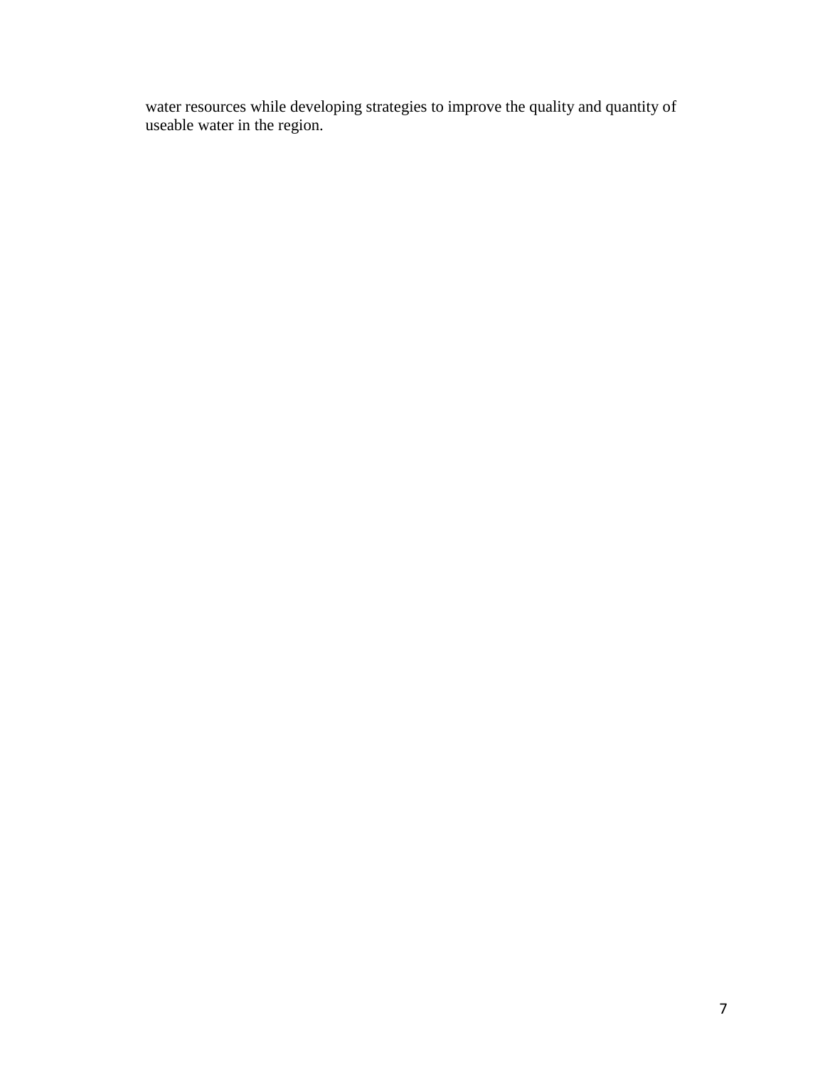water resources while developing strategies to improve the quality and quantity of useable water in the region.